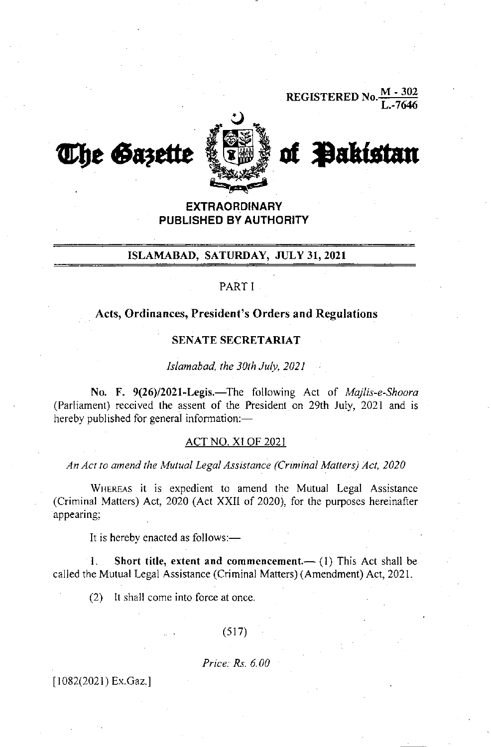REGISTERED No. M - 302 / L.-7646

# The Gazette of Pakistan

**EXTRAORDINARY**
**PUBLISHED BY AUTHORITY**

**ISLAMABAD, SATURDAY, JULY 31, 2021**

PART I

## Acts, Ordinances, President's Orders and Regulations

### SENATE SECRETARIAT

*Islamabad, the 30th July, 2021*

**No. F. 9(26)/2021-Legis.**—The following Act of *Majlis-e-Shoora* (Parliament) received the assent of the President on 29th July, 2021 and is hereby published for general information:—

ACT NO. XI OF 2021

*An Act to amend the Mutual Legal Assistance (Criminal Matters) Act, 2020*

WHEREAS it is expedient to amend the Mutual Legal Assistance (Criminal Matters) Act, 2020 (Act XXII of 2020), for the purposes hereinafter appearing;

It is hereby enacted as follows:—

1. **Short title, extent and commencement.**— (1) This Act shall be called the Mutual Legal Assistance (Criminal Matters) (Amendment) Act, 2021.

(2) It shall come into force at once.

(517)

*Price: Rs. 6.00*

[1082(2021) Ex.Gaz.]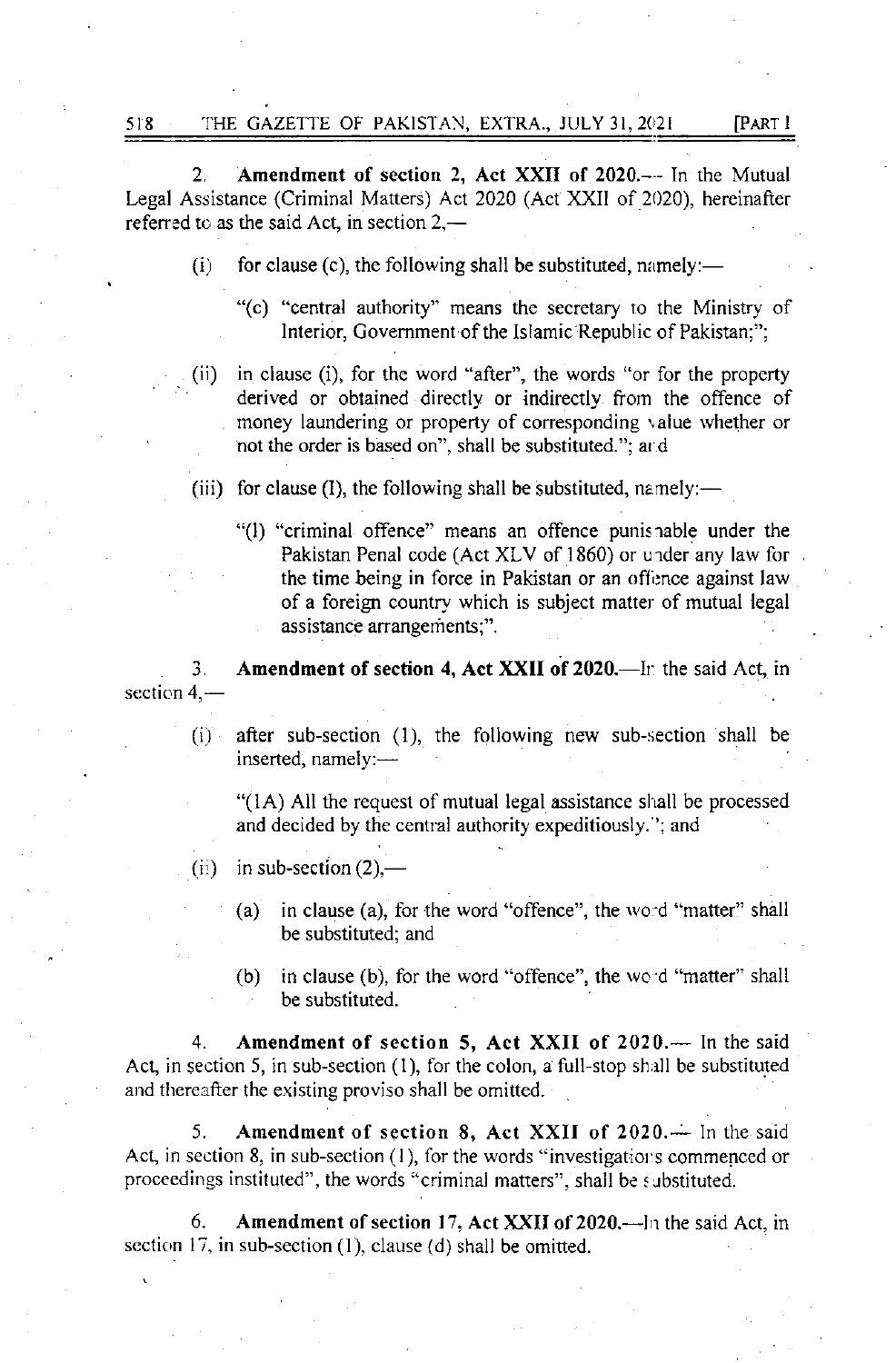2. **Amendment of section 2, Act XXII of 2020.**— In the Mutual Legal Assistance (Criminal Matters) Act 2020 (Act XXII of 2020), hereinafter referred to as the said Act, in section 2,—

(i) for clause (c), the following shall be substituted, namely:—

"(c) "central authority" means the secretary to the Ministry of Interior, Government of the Islamic Republic of Pakistan;";

(ii) in clause (i), for the word "after", the words "or for the property derived or obtained directly or indirectly from the offence of money laundering or property of corresponding value whether or not the order is based on", shall be substituted."; and

(iii) for clause (l), the following shall be substituted, namely:—

"(l) "criminal offence" means an offence punishable under the Pakistan Penal code (Act XLV of 1860) or under any law for the time being in force in Pakistan or an offence against law of a foreign country which is subject matter of mutual legal assistance arrangements;".

3. **Amendment of section 4, Act XXII of 2020.**—In the said Act, in section 4,—

(i) after sub-section (1), the following new sub-section shall be inserted, namely:—

"(1A) All the request of mutual legal assistance shall be processed and decided by the central authority expeditiously."; and

(ii) in sub-section (2),—

(a) in clause (a), for the word "offence", the word "matter" shall be substituted; and

(b) in clause (b), for the word "offence", the word "matter" shall be substituted.

4. **Amendment of section 5, Act XXII of 2020.**— In the said Act, in section 5, in sub-section (1), for the colon, a full-stop shall be substituted and thereafter the existing proviso shall be omitted.

5. **Amendment of section 8, Act XXII of 2020.**— In the said Act, in section 8, in sub-section (1), for the words "investigations commenced or proceedings instituted", the words "criminal matters", shall be substituted.

6. **Amendment of section 17, Act XXII of 2020.**—In the said Act, in section 17, in sub-section (1), clause (d) shall be omitted.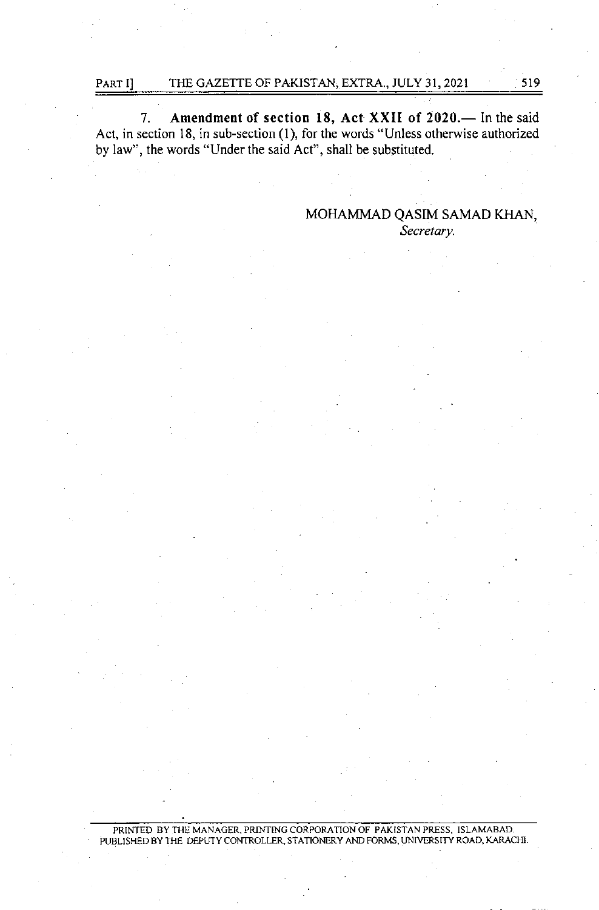7. **Amendment of section 18, Act XXII of 2020.**— In the said Act, in section 18, in sub-section (1), for the words "Unless otherwise authorized by law", the words "Under the said Act", shall be substituted.

MOHAMMAD QASIM SAMAD KHAN,
*Secretary.*

PRINTED BY THE MANAGER, PRINTING CORPORATION OF PAKISTAN PRESS, ISLAMABAD.
PUBLISHED BY THE DEPUTY CONTROLLER, STATIONERY AND FORMS, UNIVERSITY ROAD, KARACHI.